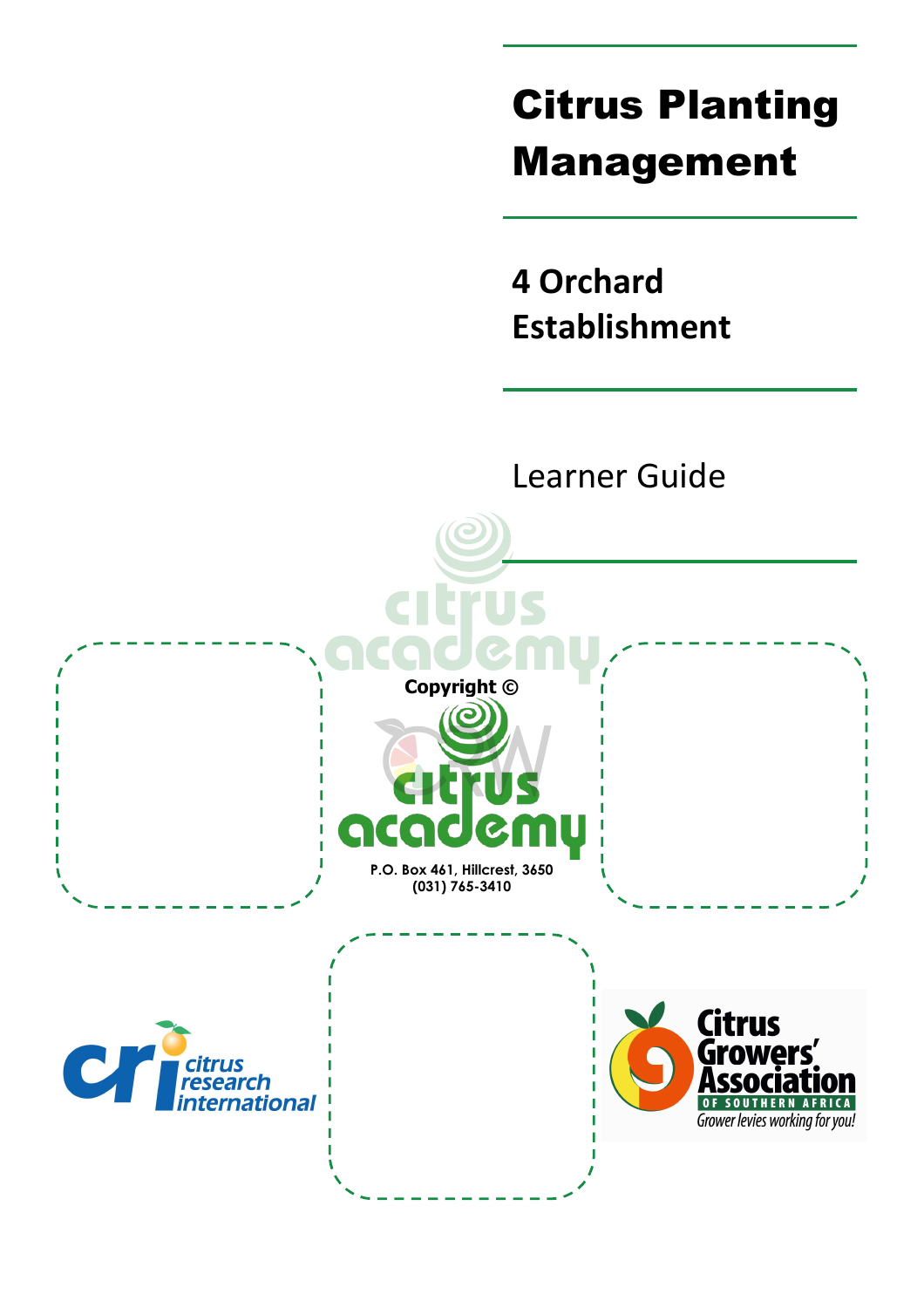# Citrus Planting Management

## 4 Orchard Establishment

Learner Guide

Copyright ©

P.O. Box 461, Hillcrest, 3650
(031) 765-3410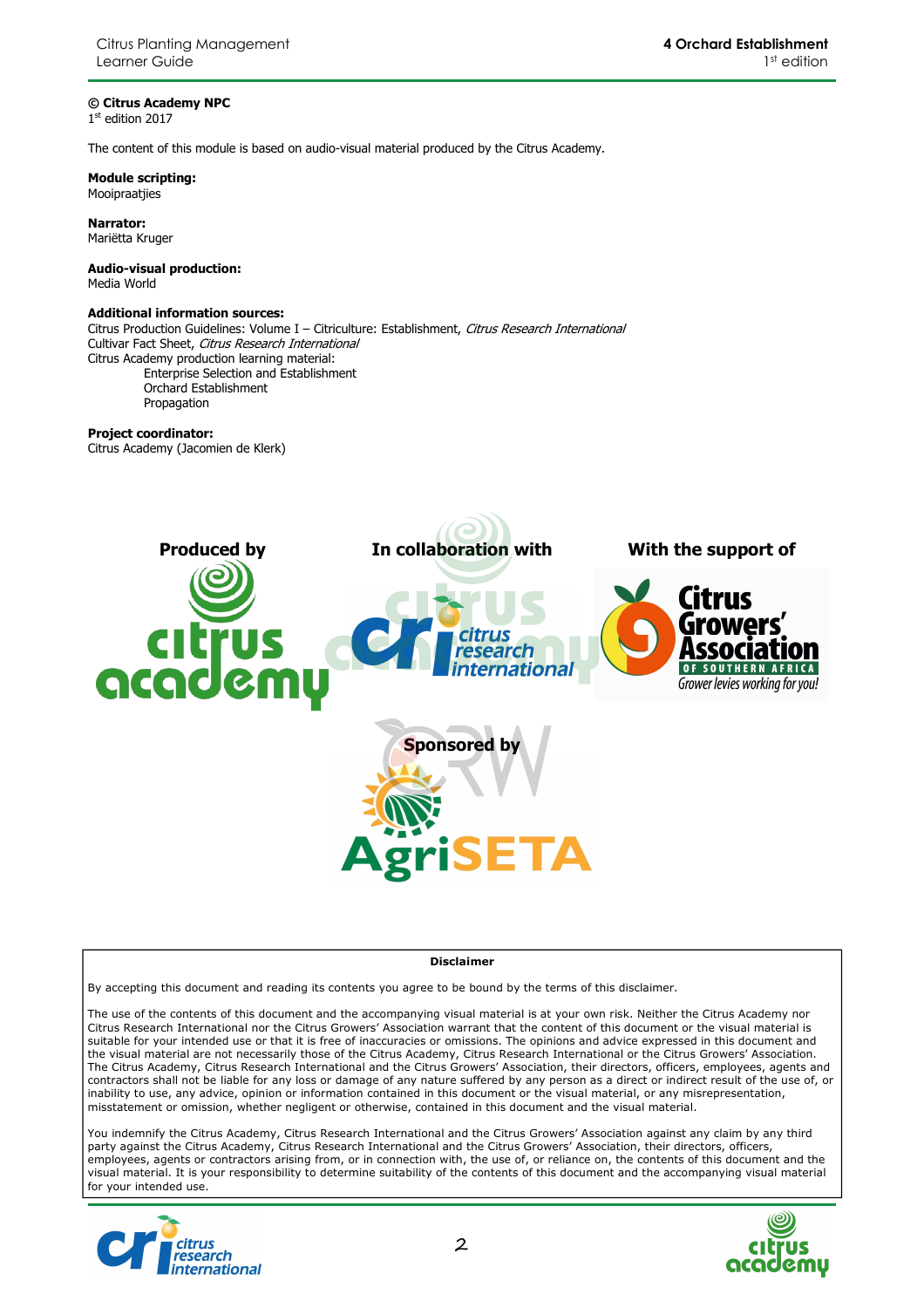**© Citrus Academy NPC**
1st edition 2017

The content of this module is based on audio-visual material produced by the Citrus Academy.

**Module scripting:**
Mooipraatjies

**Narrator:**
Mariëtta Kruger

**Audio-visual production:**
Media World

**Additional information sources:**
Citrus Production Guidelines: Volume I – Citriculture: Establishment, *Citrus Research International*
Cultivar Fact Sheet, *Citrus Research International*
Citrus Academy production learning material:

- Enterprise Selection and Establishment
- Orchard Establishment
- Propagation

**Project coordinator:**
Citrus Academy (Jacomien de Klerk)

**Produced by** citrus academy

**In collaboration with** citrus research international

**With the support of** Citrus Growers' Association of Southern Africa – Grower levies working for you!

**Sponsored by** AgriSETA

**Disclaimer**

By accepting this document and reading its contents you agree to be bound by the terms of this disclaimer.

The use of the contents of this document and the accompanying visual material is at your own risk. Neither the Citrus Academy nor Citrus Research International nor the Citrus Growers' Association warrant that the content of this document or the visual material is suitable for your intended use or that it is free of inaccuracies or omissions. The opinions and advice expressed in this document and the visual material are not necessarily those of the Citrus Academy, Citrus Research International or the Citrus Growers' Association. The Citrus Academy, Citrus Research International and the Citrus Growers' Association, their directors, officers, employees, agents and contractors shall not be liable for any loss or damage of any nature suffered by any person as a direct or indirect result of the use of, or inability to use, any advice, opinion or information contained in this document or the visual material, or any misrepresentation, misstatement or omission, whether negligent or otherwise, contained in this document and the visual material.

You indemnify the Citrus Academy, Citrus Research International and the Citrus Growers' Association against any claim by any third party against the Citrus Academy, Citrus Research International and the Citrus Growers' Association, their directors, officers, employees, agents or contractors arising from, or in connection with, the use of, or reliance on, the contents of this document and the visual material. It is your responsibility to determine suitability of the contents of this document and the accompanying visual material for your intended use.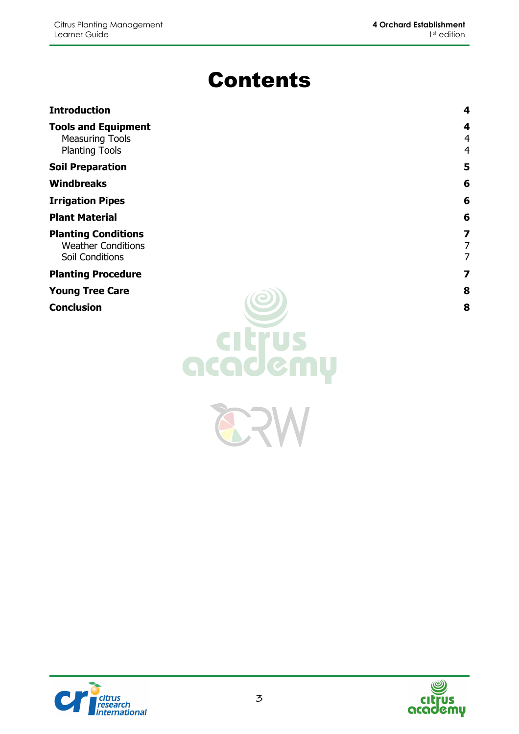# Contents

| | |
|---|---|
| **Introduction** | **4** |
| **Tools and Equipment** | **4** |
| Measuring Tools | 4 |
| Planting Tools | 4 |
| **Soil Preparation** | **5** |
| **Windbreaks** | **6** |
| **Irrigation Pipes** | **6** |
| **Plant Material** | **6** |
| **Planting Conditions** | **7** |
| Weather Conditions | 7 |
| Soil Conditions | 7 |
| **Planting Procedure** | **7** |
| **Young Tree Care** | **8** |
| **Conclusion** | **8** |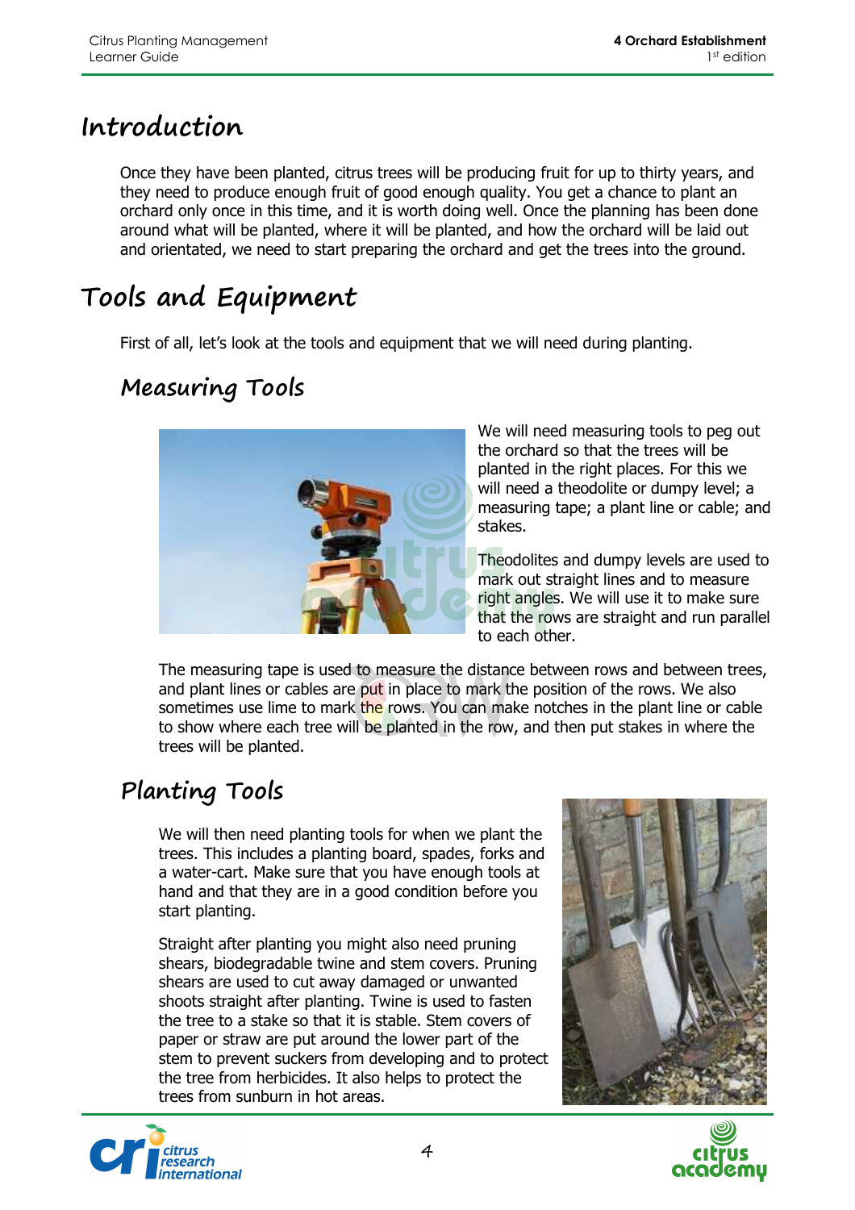# Introduction

Once they have been planted, citrus trees will be producing fruit for up to thirty years, and they need to produce enough fruit of good enough quality. You get a chance to plant an orchard only once in this time, and it is worth doing well. Once the planning has been done around what will be planted, where it will be planted, and how the orchard will be laid out and orientated, we need to start preparing the orchard and get the trees into the ground.

# Tools and Equipment

First of all, let's look at the tools and equipment that we will need during planting.

## Measuring Tools

We will need measuring tools to peg out the orchard so that the trees will be planted in the right places. For this we will need a theodolite or dumpy level; a measuring tape; a plant line or cable; and stakes.

Theodolites and dumpy levels are used to mark out straight lines and to measure right angles. We will use it to make sure that the rows are straight and run parallel to each other.

The measuring tape is used to measure the distance between rows and between trees, and plant lines or cables are put in place to mark the position of the rows. We also sometimes use lime to mark the rows. You can make notches in the plant line or cable to show where each tree will be planted in the row, and then put stakes in where the trees will be planted.

## Planting Tools

We will then need planting tools for when we plant the trees. This includes a planting board, spades, forks and a water-cart. Make sure that you have enough tools at hand and that they are in a good condition before you start planting.

Straight after planting you might also need pruning shears, biodegradable twine and stem covers. Pruning shears are used to cut away damaged or unwanted shoots straight after planting. Twine is used to fasten the tree to a stake so that it is stable. Stem covers of paper or straw are put around the lower part of the stem to prevent suckers from developing and to protect the tree from herbicides. It also helps to protect the trees from sunburn in hot areas.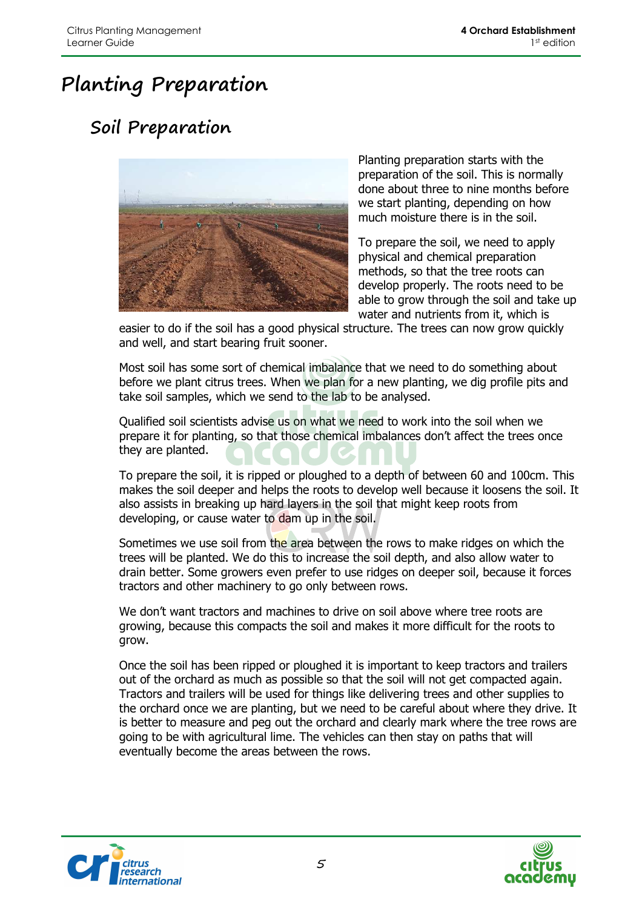# Planting Preparation

## Soil Preparation

Planting preparation starts with the preparation of the soil. This is normally done about three to nine months before we start planting, depending on how much moisture there is in the soil.

To prepare the soil, we need to apply physical and chemical preparation methods, so that the tree roots can develop properly. The roots need to be able to grow through the soil and take up water and nutrients from it, which is easier to do if the soil has a good physical structure. The trees can now grow quickly and well, and start bearing fruit sooner.

Most soil has some sort of chemical imbalance that we need to do something about before we plant citrus trees. When we plan for a new planting, we dig profile pits and take soil samples, which we send to the lab to be analysed.

Qualified soil scientists advise us on what we need to work into the soil when we prepare it for planting, so that those chemical imbalances don't affect the trees once they are planted.

To prepare the soil, it is ripped or ploughed to a depth of between 60 and 100cm. This makes the soil deeper and helps the roots to develop well because it loosens the soil. It also assists in breaking up hard layers in the soil that might keep roots from developing, or cause water to dam up in the soil.

Sometimes we use soil from the area between the rows to make ridges on which the trees will be planted. We do this to increase the soil depth, and also allow water to drain better. Some growers even prefer to use ridges on deeper soil, because it forces tractors and other machinery to go only between rows.

We don't want tractors and machines to drive on soil above where tree roots are growing, because this compacts the soil and makes it more difficult for the roots to grow.

Once the soil has been ripped or ploughed it is important to keep tractors and trailers out of the orchard as much as possible so that the soil will not get compacted again. Tractors and trailers will be used for things like delivering trees and other supplies to the orchard once we are planting, but we need to be careful about where they drive. It is better to measure and peg out the orchard and clearly mark where the tree rows are going to be with agricultural lime. The vehicles can then stay on paths that will eventually become the areas between the rows.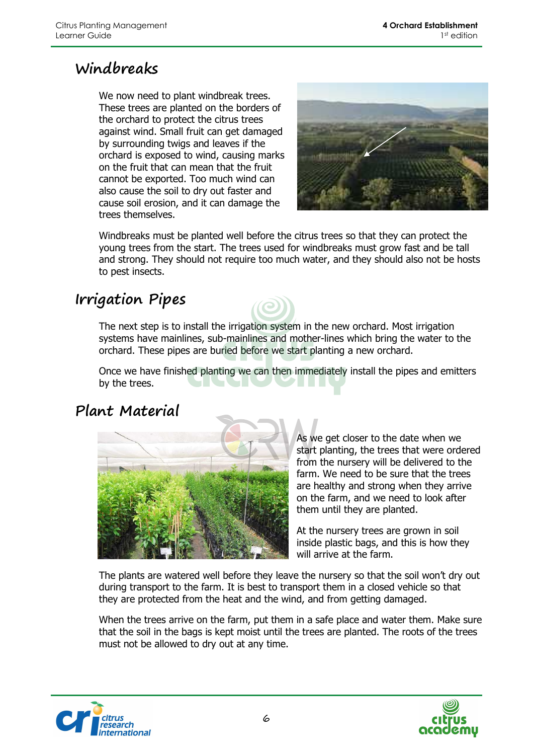## Windbreaks

We now need to plant windbreak trees. These trees are planted on the borders of the orchard to protect the citrus trees against wind. Small fruit can get damaged by surrounding twigs and leaves if the orchard is exposed to wind, causing marks on the fruit that can mean that the fruit cannot be exported. Too much wind can also cause the soil to dry out faster and cause soil erosion, and it can damage the trees themselves.

Windbreaks must be planted well before the citrus trees so that they can protect the young trees from the start. The trees used for windbreaks must grow fast and be tall and strong. They should not require too much water, and they should also not be hosts to pest insects.

## Irrigation Pipes

The next step is to install the irrigation system in the new orchard. Most irrigation systems have mainlines, sub-mainlines and mother-lines which bring the water to the orchard. These pipes are buried before we start planting a new orchard.

Once we have finished planting we can then immediately install the pipes and emitters by the trees.

## Plant Material

As we get closer to the date when we start planting, the trees that were ordered from the nursery will be delivered to the farm. We need to be sure that the trees are healthy and strong when they arrive on the farm, and we need to look after them until they are planted.

At the nursery trees are grown in soil inside plastic bags, and this is how they will arrive at the farm.

The plants are watered well before they leave the nursery so that the soil won't dry out during transport to the farm. It is best to transport them in a closed vehicle so that they are protected from the heat and the wind, and from getting damaged.

When the trees arrive on the farm, put them in a safe place and water them. Make sure that the soil in the bags is kept moist until the trees are planted. The roots of the trees must not be allowed to dry out at any time.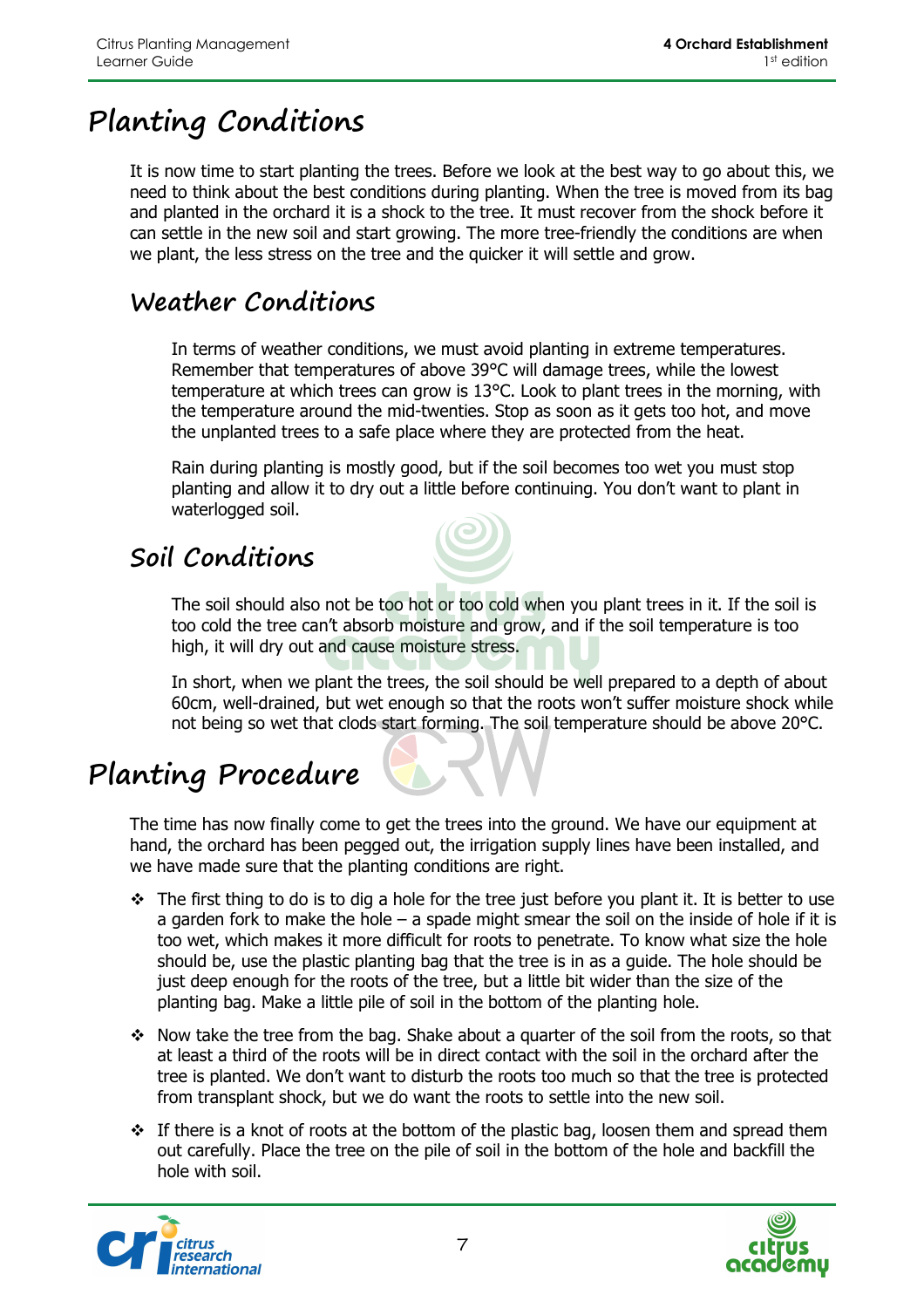# Planting Conditions

It is now time to start planting the trees. Before we look at the best way to go about this, we need to think about the best conditions during planting. When the tree is moved from its bag and planted in the orchard it is a shock to the tree. It must recover from the shock before it can settle in the new soil and start growing. The more tree-friendly the conditions are when we plant, the less stress on the tree and the quicker it will settle and grow.

## Weather Conditions

In terms of weather conditions, we must avoid planting in extreme temperatures. Remember that temperatures of above 39°C will damage trees, while the lowest temperature at which trees can grow is 13°C. Look to plant trees in the morning, with the temperature around the mid-twenties. Stop as soon as it gets too hot, and move the unplanted trees to a safe place where they are protected from the heat.

Rain during planting is mostly good, but if the soil becomes too wet you must stop planting and allow it to dry out a little before continuing. You don't want to plant in waterlogged soil.

## Soil Conditions

The soil should also not be too hot or too cold when you plant trees in it. If the soil is too cold the tree can't absorb moisture and grow, and if the soil temperature is too high, it will dry out and cause moisture stress.

In short, when we plant the trees, the soil should be well prepared to a depth of about 60cm, well-drained, but wet enough so that the roots won't suffer moisture shock while not being so wet that clods start forming. The soil temperature should be above 20°C.

# Planting Procedure

The time has now finally come to get the trees into the ground. We have our equipment at hand, the orchard has been pegged out, the irrigation supply lines have been installed, and we have made sure that the planting conditions are right.

- The first thing to do is to dig a hole for the tree just before you plant it. It is better to use a garden fork to make the hole – a spade might smear the soil on the inside of hole if it is too wet, which makes it more difficult for roots to penetrate. To know what size the hole should be, use the plastic planting bag that the tree is in as a guide. The hole should be just deep enough for the roots of the tree, but a little bit wider than the size of the planting bag. Make a little pile of soil in the bottom of the planting hole.
- Now take the tree from the bag. Shake about a quarter of the soil from the roots, so that at least a third of the roots will be in direct contact with the soil in the orchard after the tree is planted. We don't want to disturb the roots too much so that the tree is protected from transplant shock, but we do want the roots to settle into the new soil.
- If there is a knot of roots at the bottom of the plastic bag, loosen them and spread them out carefully. Place the tree on the pile of soil in the bottom of the hole and backfill the hole with soil.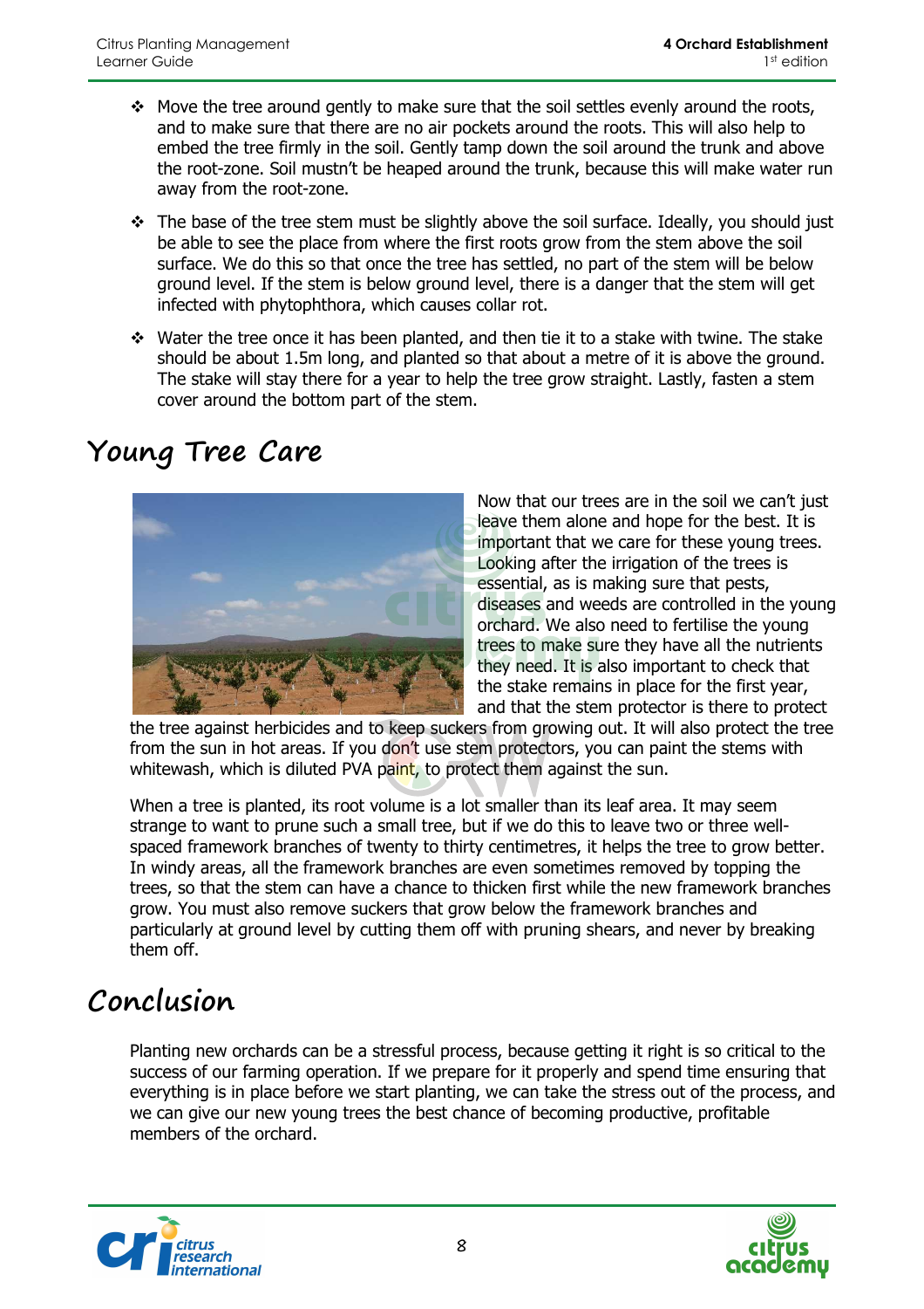- Move the tree around gently to make sure that the soil settles evenly around the roots, and to make sure that there are no air pockets around the roots. This will also help to embed the tree firmly in the soil. Gently tamp down the soil around the trunk and above the root-zone. Soil mustn't be heaped around the trunk, because this will make water run away from the root-zone.

- The base of the tree stem must be slightly above the soil surface. Ideally, you should just be able to see the place from where the first roots grow from the stem above the soil surface. We do this so that once the tree has settled, no part of the stem will be below ground level. If the stem is below ground level, there is a danger that the stem will get infected with phytophthora, which causes collar rot.

- Water the tree once it has been planted, and then tie it to a stake with twine. The stake should be about 1.5m long, and planted so that about a metre of it is above the ground. The stake will stay there for a year to help the tree grow straight. Lastly, fasten a stem cover around the bottom part of the stem.

## Young Tree Care

Now that our trees are in the soil we can't just leave them alone and hope for the best. It is important that we care for these young trees. Looking after the irrigation of the trees is essential, as is making sure that pests, diseases and weeds are controlled in the young orchard. We also need to fertilise the young trees to make sure they have all the nutrients they need. It is also important to check that the stake remains in place for the first year, and that the stem protector is there to protect the tree against herbicides and to keep suckers from growing out. It will also protect the tree from the sun in hot areas. If you don't use stem protectors, you can paint the stems with whitewash, which is diluted PVA paint, to protect them against the sun.

When a tree is planted, its root volume is a lot smaller than its leaf area. It may seem strange to want to prune such a small tree, but if we do this to leave two or three well-spaced framework branches of twenty to thirty centimetres, it helps the tree to grow better. In windy areas, all the framework branches are even sometimes removed by topping the trees, so that the stem can have a chance to thicken first while the new framework branches grow. You must also remove suckers that grow below the framework branches and particularly at ground level by cutting them off with pruning shears, and never by breaking them off.

## Conclusion

Planting new orchards can be a stressful process, because getting it right is so critical to the success of our farming operation. If we prepare for it properly and spend time ensuring that everything is in place before we start planting, we can take the stress out of the process, and we can give our new young trees the best chance of becoming productive, profitable members of the orchard.